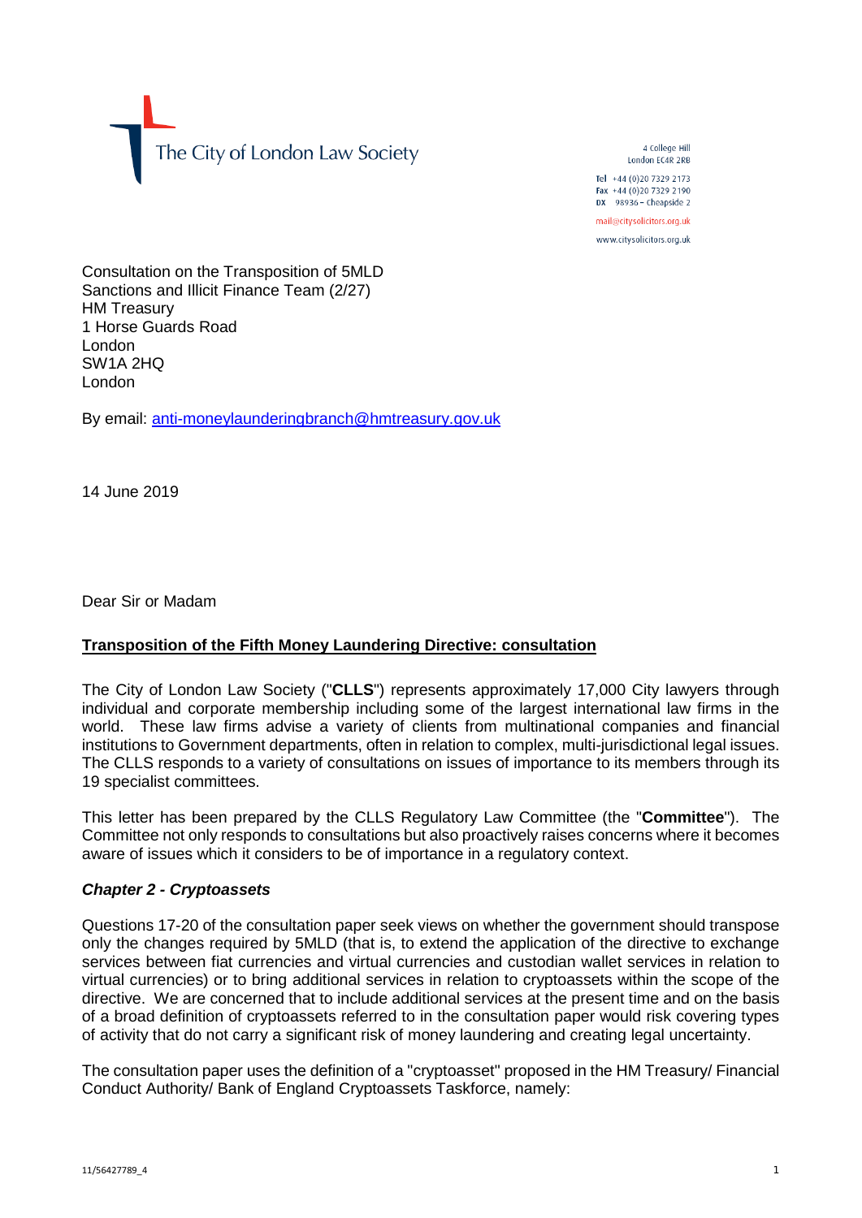The City of London Law Society

4 College Hill
London EC4R 2RB

Tel +44 (0)20 7329 2173
Fax +44 (0)20 7329 2190
DX 98936 – Cheapside 2

mail@citysolicitors.org.uk

www.citysolicitors.org.uk

Consultation on the Transposition of 5MLD
Sanctions and Illicit Finance Team (2/27)
HM Treasury
1 Horse Guards Road
London
SW1A 2HQ
London

By email: anti-moneylaunderingbranch@hmtreasury.gov.uk

14 June 2019

Dear Sir or Madam

**Transposition of the Fifth Money Laundering Directive: consultation**

The City of London Law Society ("**CLLS**") represents approximately 17,000 City lawyers through individual and corporate membership including some of the largest international law firms in the world. These law firms advise a variety of clients from multinational companies and financial institutions to Government departments, often in relation to complex, multi-jurisdictional legal issues. The CLLS responds to a variety of consultations on issues of importance to its members through its 19 specialist committees.

This letter has been prepared by the CLLS Regulatory Law Committee (the "**Committee**"). The Committee not only responds to consultations but also proactively raises concerns where it becomes aware of issues which it considers to be of importance in a regulatory context.

***Chapter 2 - Cryptoassets***

Questions 17-20 of the consultation paper seek views on whether the government should transpose only the changes required by 5MLD (that is, to extend the application of the directive to exchange services between fiat currencies and virtual currencies and custodian wallet services in relation to virtual currencies) or to bring additional services in relation to cryptoassets within the scope of the directive. We are concerned that to include additional services at the present time and on the basis of a broad definition of cryptoassets referred to in the consultation paper would risk covering types of activity that do not carry a significant risk of money laundering and creating legal uncertainty.

The consultation paper uses the definition of a "cryptoasset" proposed in the HM Treasury/ Financial Conduct Authority/ Bank of England Cryptoassets Taskforce, namely: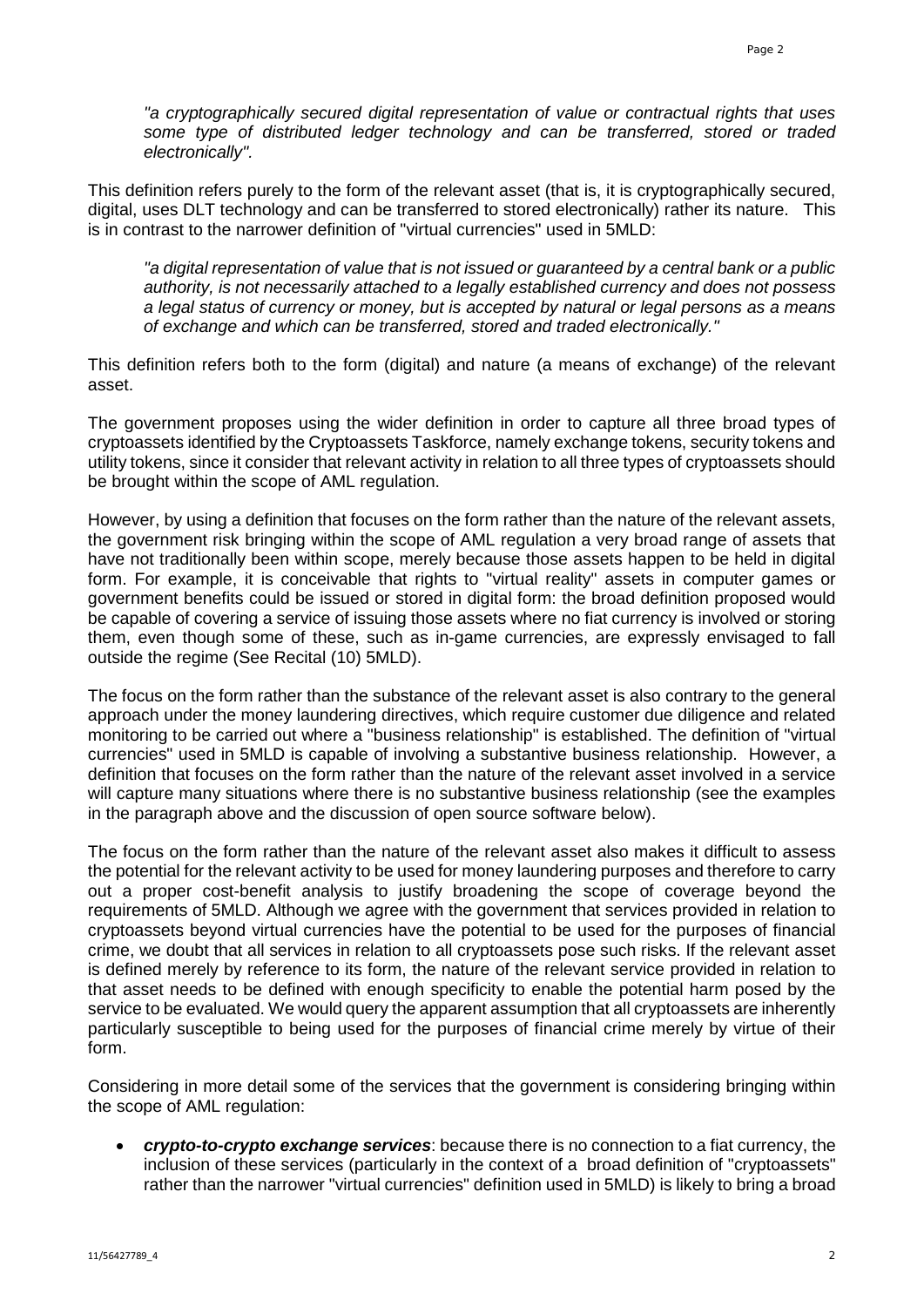*"a cryptographically secured digital representation of value or contractual rights that uses some type of distributed ledger technology and can be transferred, stored or traded electronically".*

This definition refers purely to the form of the relevant asset (that is, it is cryptographically secured, digital, uses DLT technology and can be transferred to stored electronically) rather its nature. This is in contrast to the narrower definition of "virtual currencies" used in 5MLD:

*"a digital representation of value that is not issued or guaranteed by a central bank or a public authority, is not necessarily attached to a legally established currency and does not possess a legal status of currency or money, but is accepted by natural or legal persons as a means of exchange and which can be transferred, stored and traded electronically."*

This definition refers both to the form (digital) and nature (a means of exchange) of the relevant asset.

The government proposes using the wider definition in order to capture all three broad types of cryptoassets identified by the Cryptoassets Taskforce, namely exchange tokens, security tokens and utility tokens, since it consider that relevant activity in relation to all three types of cryptoassets should be brought within the scope of AML regulation.

However, by using a definition that focuses on the form rather than the nature of the relevant assets, the government risk bringing within the scope of AML regulation a very broad range of assets that have not traditionally been within scope, merely because those assets happen to be held in digital form. For example, it is conceivable that rights to "virtual reality" assets in computer games or government benefits could be issued or stored in digital form: the broad definition proposed would be capable of covering a service of issuing those assets where no fiat currency is involved or storing them, even though some of these, such as in-game currencies, are expressly envisaged to fall outside the regime (See Recital (10) 5MLD).

The focus on the form rather than the substance of the relevant asset is also contrary to the general approach under the money laundering directives, which require customer due diligence and related monitoring to be carried out where a "business relationship" is established. The definition of "virtual currencies" used in 5MLD is capable of involving a substantive business relationship. However, a definition that focuses on the form rather than the nature of the relevant asset involved in a service will capture many situations where there is no substantive business relationship (see the examples in the paragraph above and the discussion of open source software below).

The focus on the form rather than the nature of the relevant asset also makes it difficult to assess the potential for the relevant activity to be used for money laundering purposes and therefore to carry out a proper cost-benefit analysis to justify broadening the scope of coverage beyond the requirements of 5MLD. Although we agree with the government that services provided in relation to cryptoassets beyond virtual currencies have the potential to be used for the purposes of financial crime, we doubt that all services in relation to all cryptoassets pose such risks. If the relevant asset is defined merely by reference to its form, the nature of the relevant service provided in relation to that asset needs to be defined with enough specificity to enable the potential harm posed by the service to be evaluated. We would query the apparent assumption that all cryptoassets are inherently particularly susceptible to being used for the purposes of financial crime merely by virtue of their form.

Considering in more detail some of the services that the government is considering bringing within the scope of AML regulation:

- ***crypto-to-crypto exchange services***: because there is no connection to a fiat currency, the inclusion of these services (particularly in the context of a broad definition of "cryptoassets" rather than the narrower "virtual currencies" definition used in 5MLD) is likely to bring a broad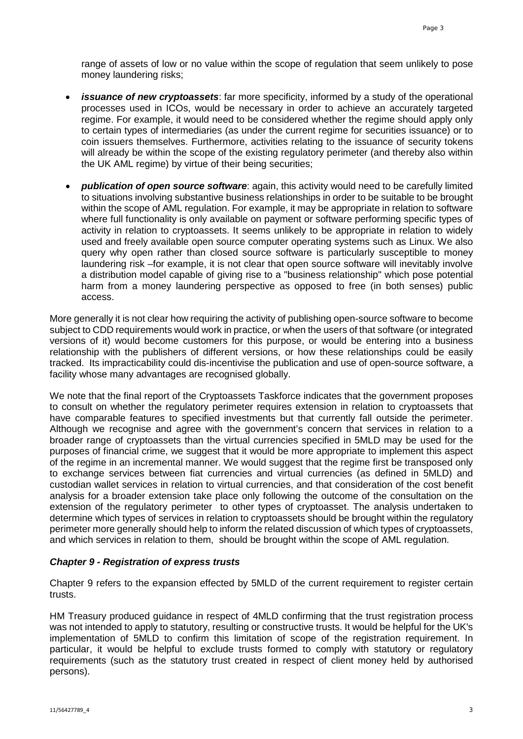range of assets of low or no value within the scope of regulation that seem unlikely to pose money laundering risks;

- ***issuance of new cryptoassets***: far more specificity, informed by a study of the operational processes used in ICOs, would be necessary in order to achieve an accurately targeted regime. For example, it would need to be considered whether the regime should apply only to certain types of intermediaries (as under the current regime for securities issuance) or to coin issuers themselves. Furthermore, activities relating to the issuance of security tokens will already be within the scope of the existing regulatory perimeter (and thereby also within the UK AML regime) by virtue of their being securities;

- ***publication of open source software***: again, this activity would need to be carefully limited to situations involving substantive business relationships in order to be suitable to be brought within the scope of AML regulation. For example, it may be appropriate in relation to software where full functionality is only available on payment or software performing specific types of activity in relation to cryptoassets. It seems unlikely to be appropriate in relation to widely used and freely available open source computer operating systems such as Linux. We also query why open rather than closed source software is particularly susceptible to money laundering risk –for example, it is not clear that open source software will inevitably involve a distribution model capable of giving rise to a "business relationship" which pose potential harm from a money laundering perspective as opposed to free (in both senses) public access.

More generally it is not clear how requiring the activity of publishing open-source software to become subject to CDD requirements would work in practice, or when the users of that software (or integrated versions of it) would become customers for this purpose, or would be entering into a business relationship with the publishers of different versions, or how these relationships could be easily tracked. Its impracticability could dis-incentivise the publication and use of open-source software, a facility whose many advantages are recognised globally.

We note that the final report of the Cryptoassets Taskforce indicates that the government proposes to consult on whether the regulatory perimeter requires extension in relation to cryptoassets that have comparable features to specified investments but that currently fall outside the perimeter. Although we recognise and agree with the government's concern that services in relation to a broader range of cryptoassets than the virtual currencies specified in 5MLD may be used for the purposes of financial crime, we suggest that it would be more appropriate to implement this aspect of the regime in an incremental manner. We would suggest that the regime first be transposed only to exchange services between fiat currencies and virtual currencies (as defined in 5MLD) and custodian wallet services in relation to virtual currencies, and that consideration of the cost benefit analysis for a broader extension take place only following the outcome of the consultation on the extension of the regulatory perimeter to other types of cryptoasset. The analysis undertaken to determine which types of services in relation to cryptoassets should be brought within the regulatory perimeter more generally should help to inform the related discussion of which types of cryptoassets, and which services in relation to them, should be brought within the scope of AML regulation.

### *Chapter 9 - Registration of express trusts*

Chapter 9 refers to the expansion effected by 5MLD of the current requirement to register certain trusts.

HM Treasury produced guidance in respect of 4MLD confirming that the trust registration process was not intended to apply to statutory, resulting or constructive trusts. It would be helpful for the UK's implementation of 5MLD to confirm this limitation of scope of the registration requirement. In particular, it would be helpful to exclude trusts formed to comply with statutory or regulatory requirements (such as the statutory trust created in respect of client money held by authorised persons).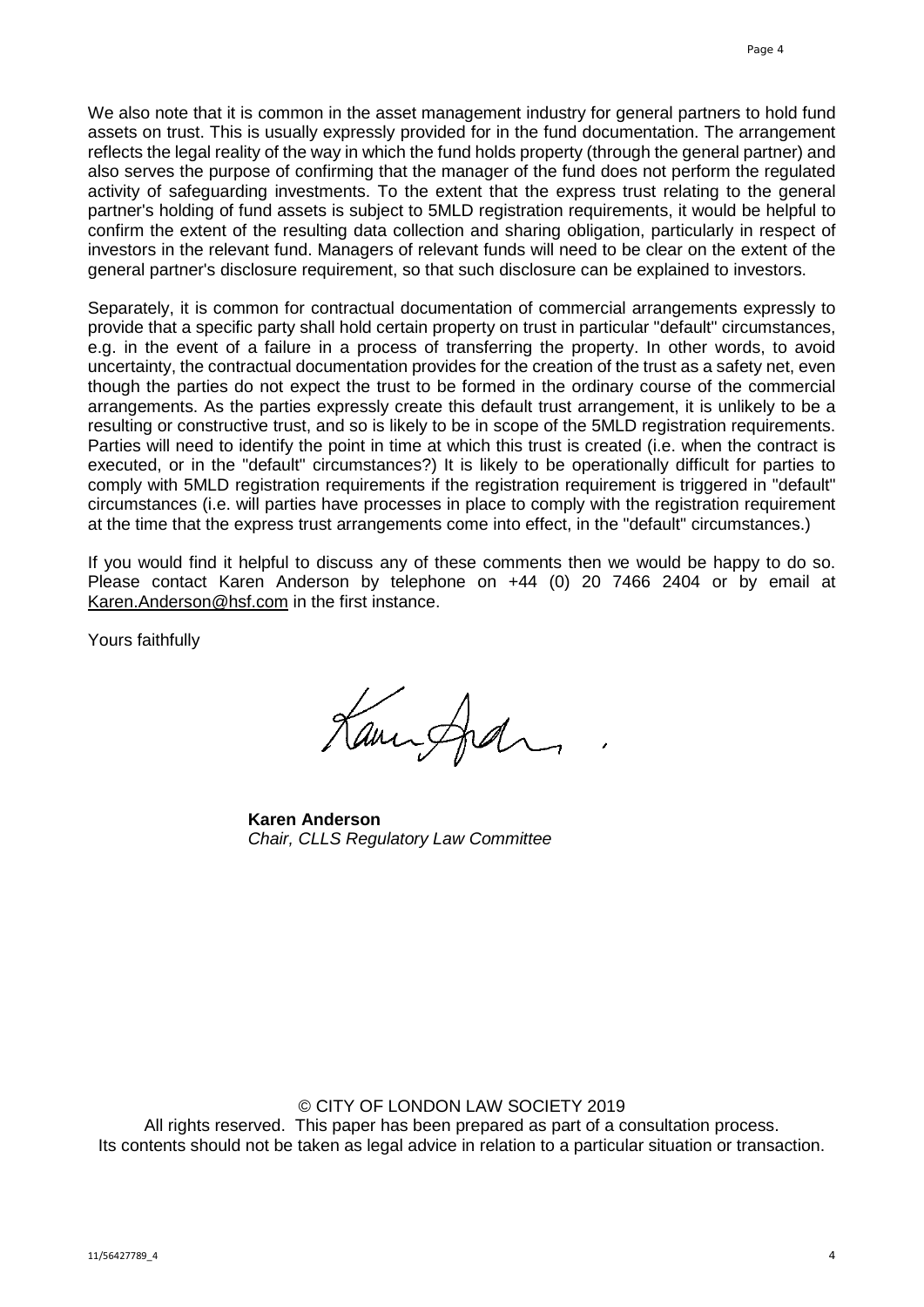We also note that it is common in the asset management industry for general partners to hold fund assets on trust. This is usually expressly provided for in the fund documentation. The arrangement reflects the legal reality of the way in which the fund holds property (through the general partner) and also serves the purpose of confirming that the manager of the fund does not perform the regulated activity of safeguarding investments. To the extent that the express trust relating to the general partner's holding of fund assets is subject to 5MLD registration requirements, it would be helpful to confirm the extent of the resulting data collection and sharing obligation, particularly in respect of investors in the relevant fund. Managers of relevant funds will need to be clear on the extent of the general partner's disclosure requirement, so that such disclosure can be explained to investors.

Separately, it is common for contractual documentation of commercial arrangements expressly to provide that a specific party shall hold certain property on trust in particular "default" circumstances, e.g. in the event of a failure in a process of transferring the property. In other words, to avoid uncertainty, the contractual documentation provides for the creation of the trust as a safety net, even though the parties do not expect the trust to be formed in the ordinary course of the commercial arrangements. As the parties expressly create this default trust arrangement, it is unlikely to be a resulting or constructive trust, and so is likely to be in scope of the 5MLD registration requirements. Parties will need to identify the point in time at which this trust is created (i.e. when the contract is executed, or in the "default" circumstances?) It is likely to be operationally difficult for parties to comply with 5MLD registration requirements if the registration requirement is triggered in "default" circumstances (i.e. will parties have processes in place to comply with the registration requirement at the time that the express trust arrangements come into effect, in the "default" circumstances.)

If you would find it helpful to discuss any of these comments then we would be happy to do so. Please contact Karen Anderson by telephone on +44 (0) 20 7466 2404 or by email at Karen.Anderson@hsf.com in the first instance.

Yours faithfully

**Karen Anderson**
*Chair, CLLS Regulatory Law Committee*

© CITY OF LONDON LAW SOCIETY 2019
All rights reserved. This paper has been prepared as part of a consultation process.
Its contents should not be taken as legal advice in relation to a particular situation or transaction.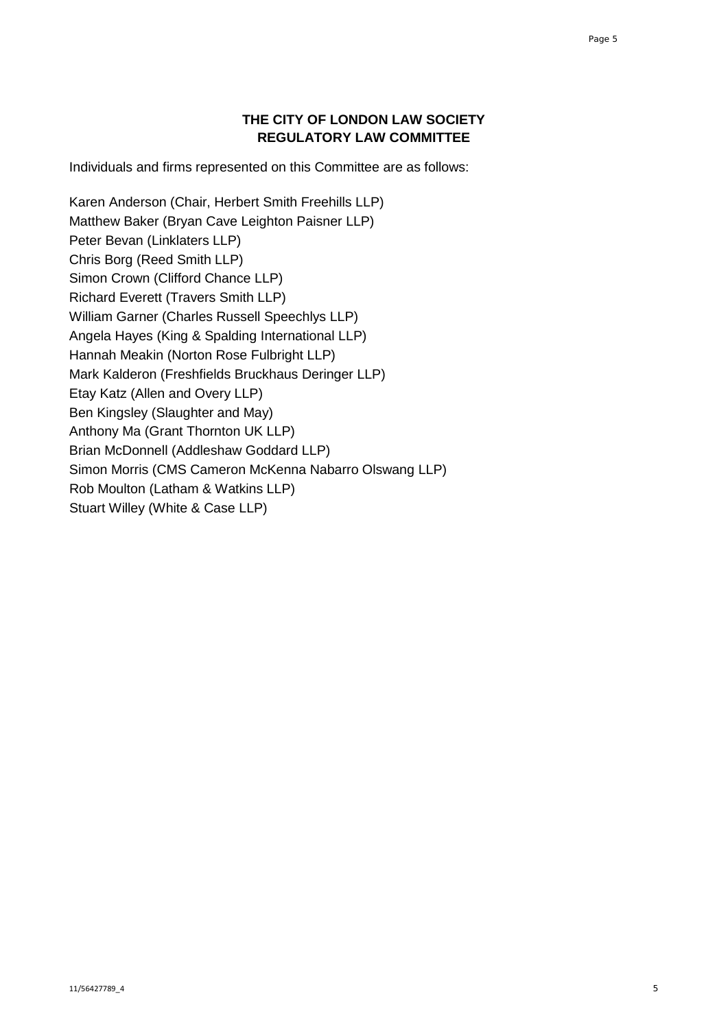**THE CITY OF LONDON LAW SOCIETY**
**REGULATORY LAW COMMITTEE**

Individuals and firms represented on this Committee are as follows:

Karen Anderson (Chair, Herbert Smith Freehills LLP)
Matthew Baker (Bryan Cave Leighton Paisner LLP)
Peter Bevan (Linklaters LLP)
Chris Borg (Reed Smith LLP)
Simon Crown (Clifford Chance LLP)
Richard Everett (Travers Smith LLP)
William Garner (Charles Russell Speechlys LLP)
Angela Hayes (King & Spalding International LLP)
Hannah Meakin (Norton Rose Fulbright LLP)
Mark Kalderon (Freshfields Bruckhaus Deringer LLP)
Etay Katz (Allen and Overy LLP)
Ben Kingsley (Slaughter and May)
Anthony Ma (Grant Thornton UK LLP)
Brian McDonnell (Addleshaw Goddard LLP)
Simon Morris (CMS Cameron McKenna Nabarro Olswang LLP)
Rob Moulton (Latham & Watkins LLP)
Stuart Willey (White & Case LLP)